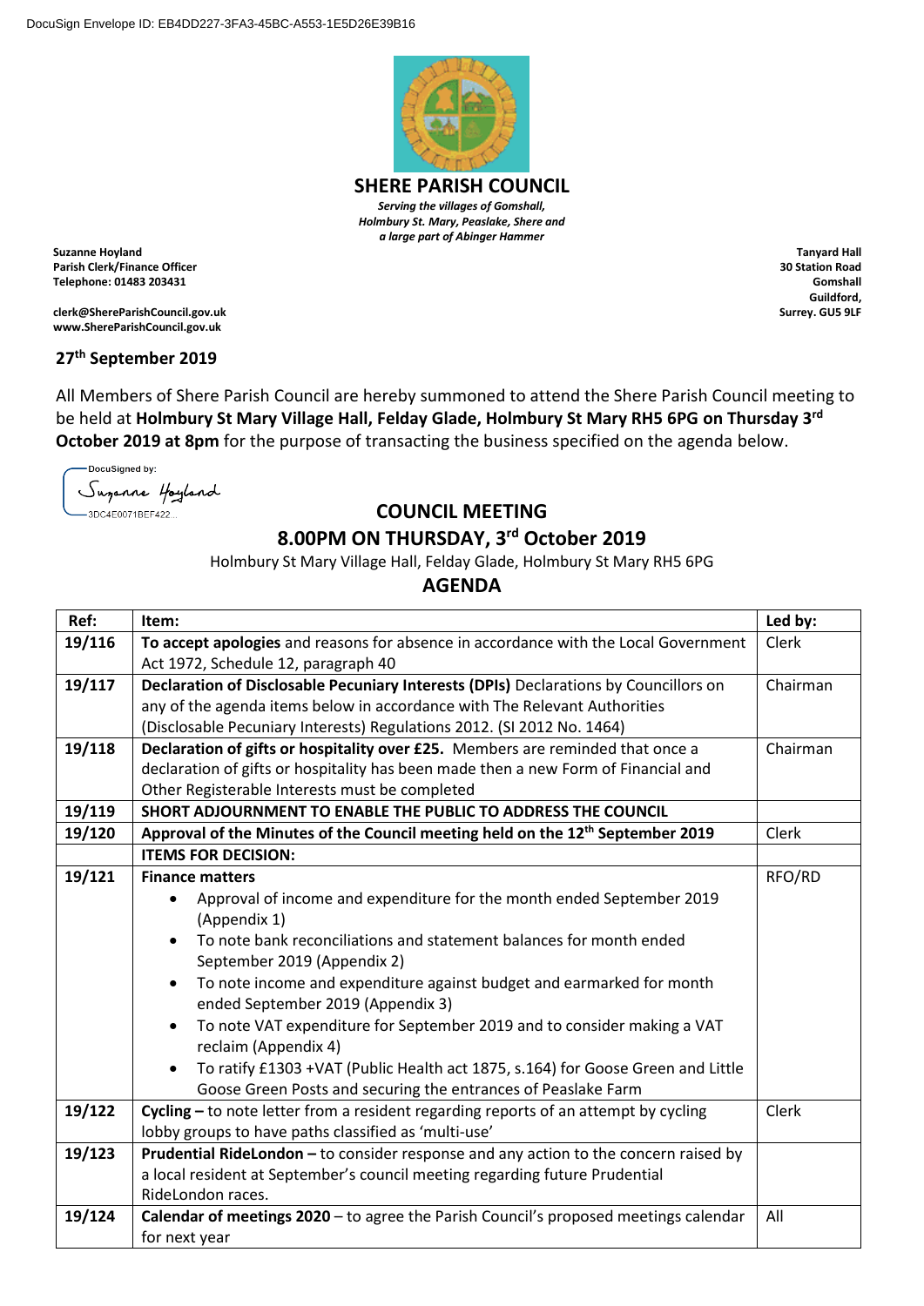DocuSign Envelope ID: EB4DD227-3FA3-45BC-A553-1E5D26E39B16

# SHERE PARISH COUNCIL

*Serving the villages of Gomshall, Holmbury St. Mary, Peaslake, Shere and a large part of Abinger Hammer*

**Suzanne Hoyland**
**Parish Clerk/Finance Officer**
**Telephone: 01483 203431**

**clerk@ShereParishCouncil.gov.uk**
**www.ShereParishCouncil.gov.uk**

**Tanyard Hall**
**30 Station Road**
**Gomshall**
**Guildford,**
**Surrey. GU5 9LF**

**27th September 2019**

All Members of Shere Parish Council are hereby summoned to attend the Shere Parish Council meeting to be held at **Holmbury St Mary Village Hall, Felday Glade, Holmbury St Mary RH5 6PG on Thursday 3rd October 2019 at 8pm** for the purpose of transacting the business specified on the agenda below.

DocuSigned by:
Suzanne Hoyland
3DC4E0071BEF422...

## COUNCIL MEETING

## 8.00PM ON THURSDAY, 3rd October 2019

Holmbury St Mary Village Hall, Felday Glade, Holmbury St Mary RH5 6PG

## AGENDA

| Ref: | Item: | Led by: |
|---|---|---|
| 19/116 | **To accept apologies** and reasons for absence in accordance with the Local Government Act 1972, Schedule 12, paragraph 40 | Clerk |
| 19/117 | **Declaration of Disclosable Pecuniary Interests (DPIs)** Declarations by Councillors on any of the agenda items below in accordance with The Relevant Authorities (Disclosable Pecuniary Interests) Regulations 2012. (SI 2012 No. 1464) | Chairman |
| 19/118 | **Declaration of gifts or hospitality over £25.** Members are reminded that once a declaration of gifts or hospitality has been made then a new Form of Financial and Other Registerable Interests must be completed | Chairman |
| 19/119 | **SHORT ADJOURNMENT TO ENABLE THE PUBLIC TO ADDRESS THE COUNCIL** | |
| 19/120 | **Approval of the Minutes of the Council meeting held on the 12th September 2019** | Clerk |
| | **ITEMS FOR DECISION:** | |
| 19/121 | **Finance matters**<br>• Approval of income and expenditure for the month ended September 2019 (Appendix 1)<br>• To note bank reconciliations and statement balances for month ended September 2019 (Appendix 2)<br>• To note income and expenditure against budget and earmarked for month ended September 2019 (Appendix 3)<br>• To note VAT expenditure for September 2019 and to consider making a VAT reclaim (Appendix 4)<br>• To ratify £1303 +VAT (Public Health act 1875, s.164) for Goose Green and Little Goose Green Posts and securing the entrances of Peaslake Farm | RFO/RD |
| 19/122 | **Cycling –** to note letter from a resident regarding reports of an attempt by cycling lobby groups to have paths classified as 'multi-use' | Clerk |
| 19/123 | **Prudential RideLondon –** to consider response and any action to the concern raised by a local resident at September's council meeting regarding future Prudential RideLondon races. | |
| 19/124 | **Calendar of meetings 2020** – to agree the Parish Council's proposed meetings calendar for next year | All |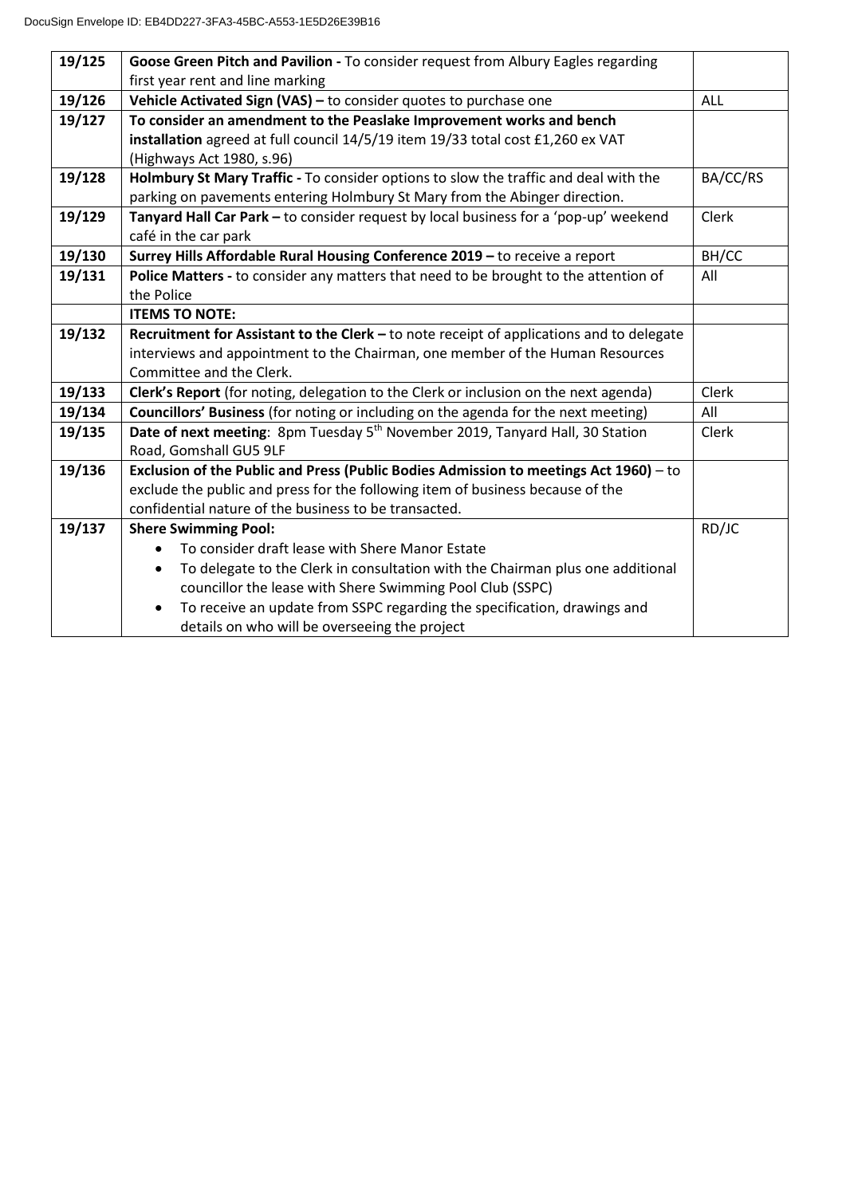DocuSign Envelope ID: EB4DD227-3FA3-45BC-A553-1E5D26E39B16

| | | |
|---|---|---|
| **19/125** | **Goose Green Pitch and Pavilion -** To consider request from Albury Eagles regarding first year rent and line marking | |
| **19/126** | **Vehicle Activated Sign (VAS) –** to consider quotes to purchase one | ALL |
| **19/127** | **To consider an amendment to the Peaslake Improvement works and bench installation** agreed at full council 14/5/19 item 19/33 total cost £1,260 ex VAT (Highways Act 1980, s.96) | |
| **19/128** | **Holmbury St Mary Traffic -** To consider options to slow the traffic and deal with the parking on pavements entering Holmbury St Mary from the Abinger direction. | BA/CC/RS |
| **19/129** | **Tanyard Hall Car Park –** to consider request by local business for a 'pop-up' weekend café in the car park | Clerk |
| **19/130** | **Surrey Hills Affordable Rural Housing Conference 2019 –** to receive a report | BH/CC |
| **19/131** | **Police Matters -** to consider any matters that need to be brought to the attention of the Police | All |
| | **ITEMS TO NOTE:** | |
| **19/132** | **Recruitment for Assistant to the Clerk –** to note receipt of applications and to delegate interviews and appointment to the Chairman, one member of the Human Resources Committee and the Clerk. | |
| **19/133** | **Clerk's Report** (for noting, delegation to the Clerk or inclusion on the next agenda) | Clerk |
| **19/134** | **Councillors' Business** (for noting or including on the agenda for the next meeting) | All |
| **19/135** | **Date of next meeting**: 8pm Tuesday 5th November 2019, Tanyard Hall, 30 Station Road, Gomshall GU5 9LF | Clerk |
| **19/136** | **Exclusion of the Public and Press (Public Bodies Admission to meetings Act 1960)** – to exclude the public and press for the following item of business because of the confidential nature of the business to be transacted. | |
| **19/137** | **Shere Swimming Pool:** <br>• To consider draft lease with Shere Manor Estate <br>• To delegate to the Clerk in consultation with the Chairman plus one additional councillor the lease with Shere Swimming Pool Club (SSPC) <br>• To receive an update from SSPC regarding the specification, drawings and details on who will be overseeing the project | RD/JC |